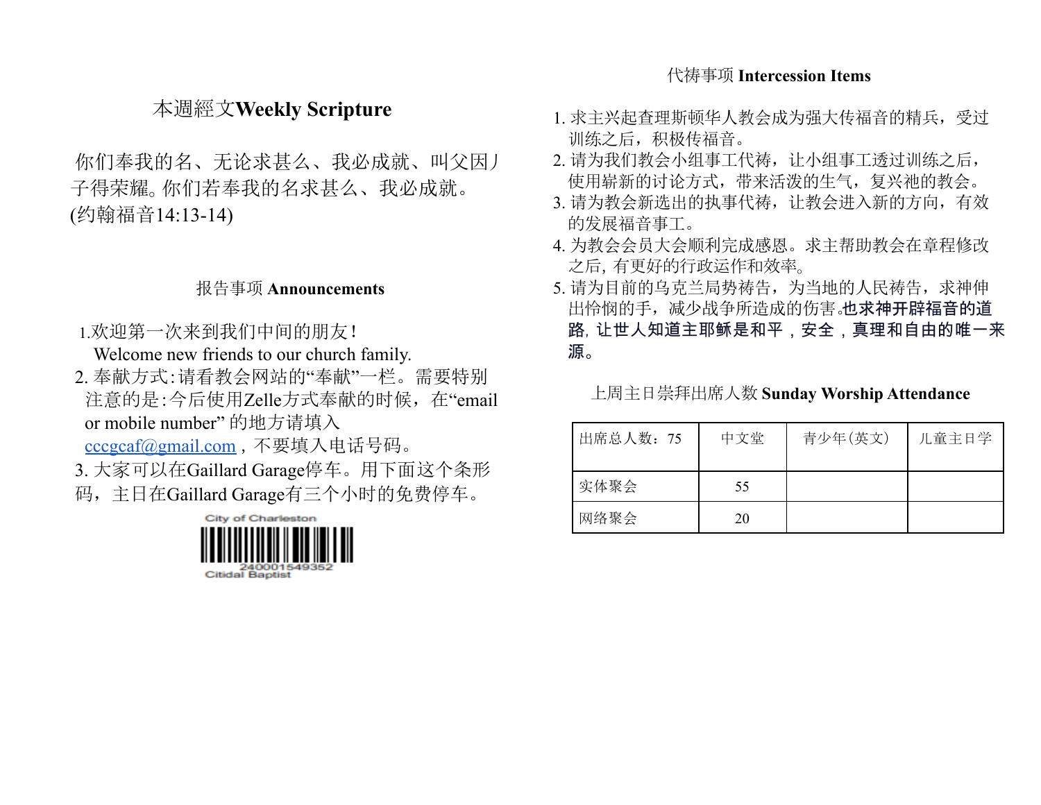## 本週經文Weekly Scripture

你们奉我的名、无论求甚么、我必成就、叫父因儿子得荣耀。你们若奉我的名求甚么、我必成就。(约翰福音14:13-14)

## 报告事项 Announcements

1.欢迎第一次来到我们中间的朋友！
Welcome new friends to our church family.
2. 奉献方式：请看教会网站的“奉献”一栏。需要特别注意的是：今后使用Zelle方式奉献的时候，在“email or mobile number” 的地方请填入 cccgcaf@gmail.com，不要填入电话号码。
3. 大家可以在Gaillard Garage停车。用下面这个条形码，主日在Gaillard Garage有三个小时的免费停车。

City of Charleston
240001549352
Citidal Baptist

## 代祷事项 Intercession Items

1. 求主兴起查理斯顿华人教会成为强大传福音的精兵，受过训练之后，积极传福音。
2. 请为我们教会小组事工代祷，让小组事工透过训练之后，使用崭新的讨论方式，带来活泼的生气，复兴祂的教会。
3. 请为教会新选出的执事代祷，让教会进入新的方向，有效的发展福音事工。
4. 为教会会员大会顺利完成感恩。求主帮助教会在章程修改之后，有更好的行政运作和效率。
5. 请为目前的乌克兰局势祷告，为当地的人民祷告，求神伸出怜悯的手，减少战争所造成的伤害。**也求神开辟福音的道路，让世人知道主耶稣是和平，安全，真理和自由的唯一来源。**

## 上周主日崇拜出席人数 Sunday Worship Attendance

| 出席总人数：75 | 中文堂 | 青少年(英文) | 儿童主日学 |
|---|---|---|---|
| 实体聚会 | 55 | | |
| 网络聚会 | 20 | | |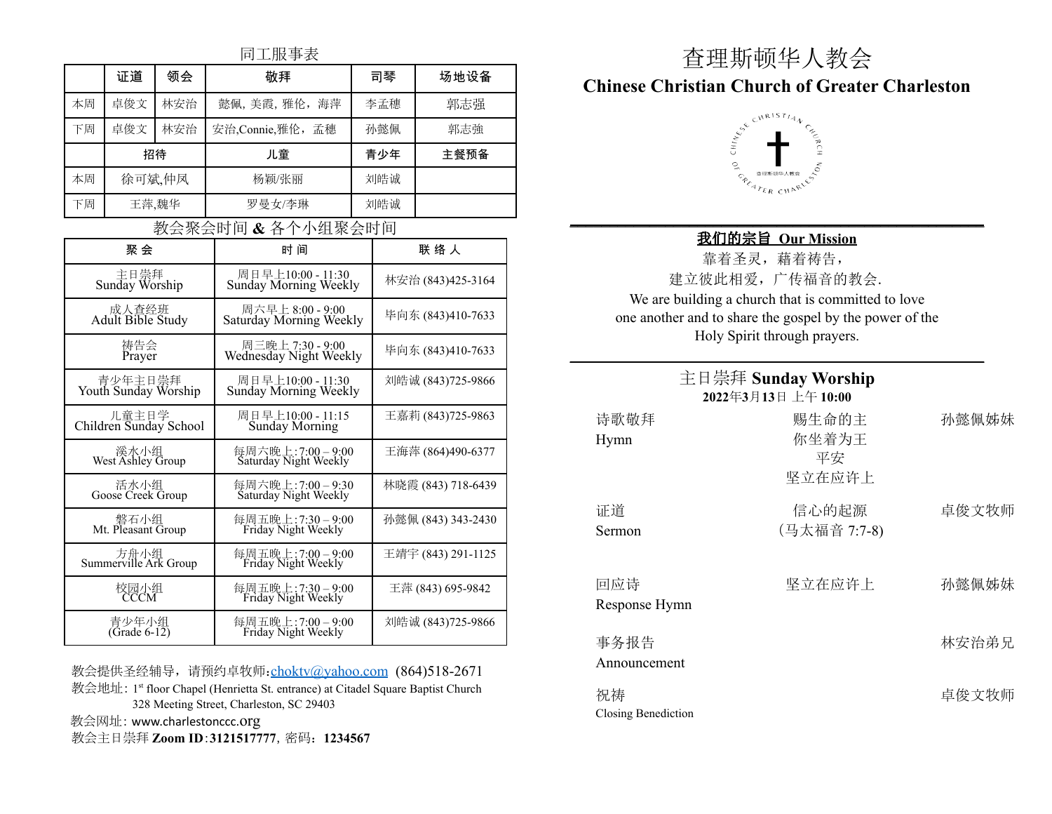同工服事表

| | 证道 | 领会 | 敬拜 | 司琴 | 场地设备 |
|---|---|---|---|---|---|
| 本周 | 卓俊文 | 林安治 | 懿佩, 美霞, 雅伦，海萍 | 李孟穗 | 郭志强 |
| 下周 | 卓俊文 | 林安治 | 安治,Connie,雅伦，孟穗 | 孙懿佩 | 郭志強 |
| | 招待 | | 儿童 | 青少年 | 主餐预备 |
| 本周 | 徐可斌,仲凤 | | 杨颖/张丽 | 刘皓诚 | |
| 下周 | 王萍,魏华 | | 罗曼女/李琳 | 刘皓诚 | |

教会聚会时间 & 各个小组聚会时间

| 聚 会 | 时 间 | 联 络 人 |
|---|---|---|
| 主日崇拜 Sunday Worship | 周日早上10:00 - 11:30 Sunday Morning Weekly | 林安治 (843)425-3164 |
| 成人查经班 Adult Bible Study | 周六早上 8:00 - 9:00 Saturday Morning Weekly | 毕向东 (843)410-7633 |
| 祷告会 Prayer | 周三晚上 7:30 - 9:00 Wednesday Night Weekly | 毕向东 (843)410-7633 |
| 青少年主日崇拜 Youth Sunday Worship | 周日早上10:00 - 11:30 Sunday Morning Weekly | 刘皓诚 (843)725-9866 |
| 儿童主日学 Children Sunday School | 周日早上10:00 - 11:15 Sunday Morning | 王嘉莉 (843)725-9863 |
| 溪水小组 West Ashley Group | 每周六晚上: 7:00 – 9:00 Saturday Night Weekly | 王海萍 (864)490-6377 |
| 活水小组 Goose Creek Group | 每周六晚上: 7:00 – 9:30 Saturday Night Weekly | 林晓霞 (843) 718-6439 |
| 磐石小组 Mt. Pleasant Group | 每周五晚上: 7:30 – 9:00 Friday Night Weekly | 孙懿佩 (843) 343-2430 |
| 方舟小组 Summerville Ark Group | 每周五晚上: 7:00 – 9:00 Friday Night Weekly | 王靖宇 (843) 291-1125 |
| 校园小组 CCCM | 每周五晚上: 7:30 – 9:00 Friday Night Weekly | 王萍 (843) 695-9842 |
| 青少年小组 (Grade 6-12) | 每周五晚上: 7:00 – 9:00 Friday Night Weekly | 刘皓诚 (843)725-9866 |

教会提供圣经辅导，请预约卓牧师:choktv@yahoo.com (864)518-2671

教会地址: 1st floor Chapel (Henrietta St. entrance) at Citadel Square Baptist Church 328 Meeting Street, Charleston, SC 29403

教会网址: www.charlestonccc.org

教会主日崇拜 **Zoom ID**:**3121517777**, 密码: **1234567**

# 查理斯顿华人教会

## Chinese Christian Church of Greater Charleston

**我们的宗旨 Our Mission**

靠着圣灵，藉着祷告，
建立彼此相爱，广传福音的教会.

We are building a church that is committed to love one another and to share the gospel by the power of the Holy Spirit through prayers.

## 主日崇拜 Sunday Worship

**2022**年**3**月**13**日 上午 **10:00**

| | | |
|---|---|---|
| 诗歌敬拜 Hymn | 赐生命的主<br>你坐着为王<br>平安<br>坚立在应许上 | 孙懿佩姊妹 |
| 证道 Sermon | 信心的起源<br>(马太福音 7:7-8) | 卓俊文牧师 |
| 回应诗 Response Hymn | 坚立在应许上 | 孙懿佩姊妹 |
| 事务报告 Announcement | | 林安治弟兄 |
| 祝祷 Closing Benediction | | 卓俊文牧师 |